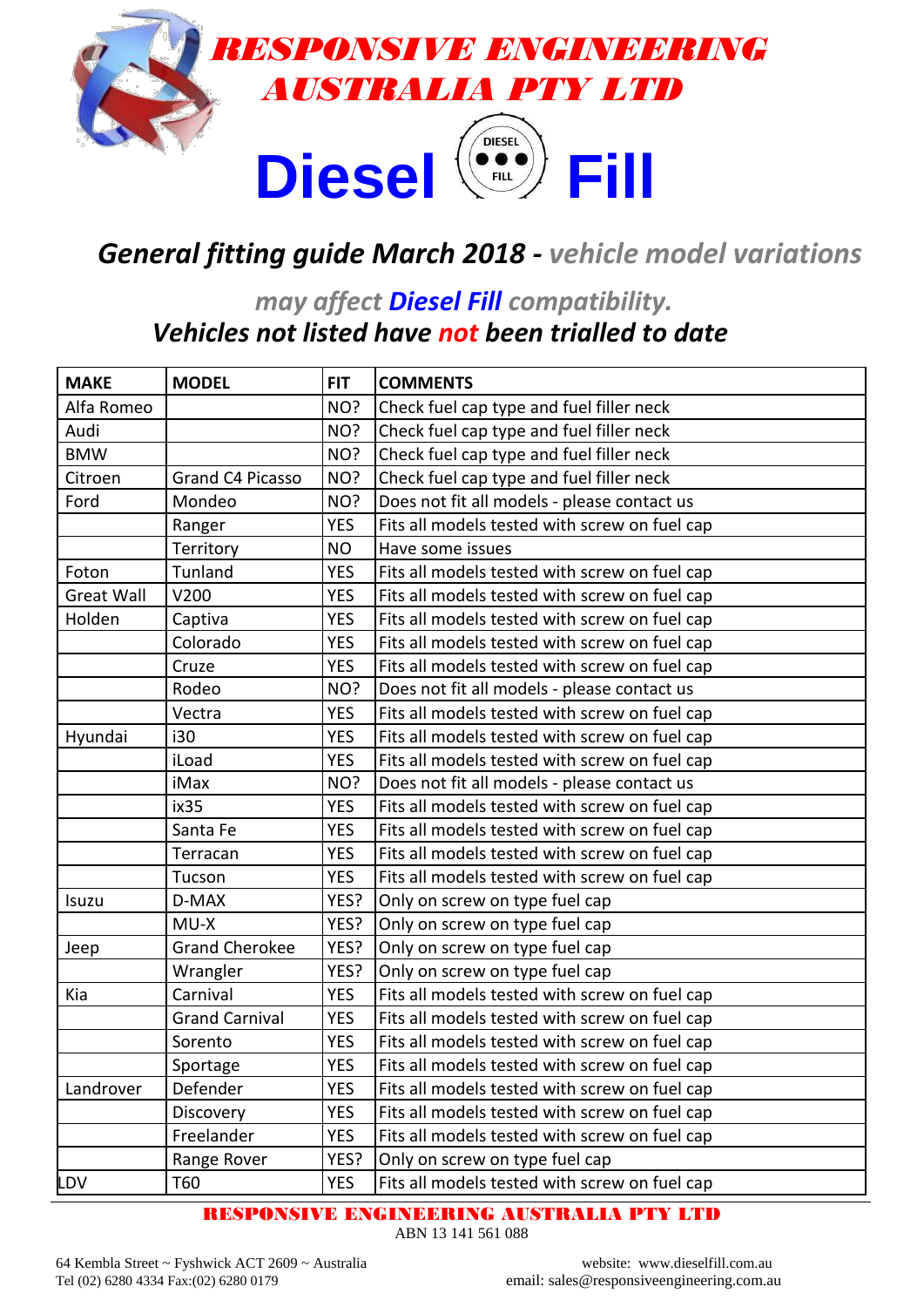# RESPONSIVE ENGINEERING AUSTRALIA PTY LTD

# Diesel Fill

## *General fitting guide March 2018 - vehicle model variations may affect Diesel Fill compatibility.*

### *Vehicles not listed have not been trialled to date*

| MAKE | MODEL | FIT | COMMENTS |
|---|---|---|---|
| Alfa Romeo | | NO? | Check fuel cap type and fuel filler neck |
| Audi | | NO? | Check fuel cap type and fuel filler neck |
| BMW | | NO? | Check fuel cap type and fuel filler neck |
| Citroen | Grand C4 Picasso | NO? | Check fuel cap type and fuel filler neck |
| Ford | Mondeo | NO? | Does not fit all models - please contact us |
| | Ranger | YES | Fits all models tested with screw on fuel cap |
| | Territory | NO | Have some issues |
| Foton | Tunland | YES | Fits all models tested with screw on fuel cap |
| Great Wall | V200 | YES | Fits all models tested with screw on fuel cap |
| Holden | Captiva | YES | Fits all models tested with screw on fuel cap |
| | Colorado | YES | Fits all models tested with screw on fuel cap |
| | Cruze | YES | Fits all models tested with screw on fuel cap |
| | Rodeo | NO? | Does not fit all models - please contact us |
| | Vectra | YES | Fits all models tested with screw on fuel cap |
| Hyundai | i30 | YES | Fits all models tested with screw on fuel cap |
| | iLoad | YES | Fits all models tested with screw on fuel cap |
| | iMax | NO? | Does not fit all models - please contact us |
| | ix35 | YES | Fits all models tested with screw on fuel cap |
| | Santa Fe | YES | Fits all models tested with screw on fuel cap |
| | Terracan | YES | Fits all models tested with screw on fuel cap |
| | Tucson | YES | Fits all models tested with screw on fuel cap |
| Isuzu | D-MAX | YES? | Only on screw on type fuel cap |
| | MU-X | YES? | Only on screw on type fuel cap |
| Jeep | Grand Cherokee | YES? | Only on screw on type fuel cap |
| | Wrangler | YES? | Only on screw on type fuel cap |
| Kia | Carnival | YES | Fits all models tested with screw on fuel cap |
| | Grand Carnival | YES | Fits all models tested with screw on fuel cap |
| | Sorento | YES | Fits all models tested with screw on fuel cap |
| | Sportage | YES | Fits all models tested with screw on fuel cap |
| Landrover | Defender | YES | Fits all models tested with screw on fuel cap |
| | Discovery | YES | Fits all models tested with screw on fuel cap |
| | Freelander | YES | Fits all models tested with screw on fuel cap |
| | Range Rover | YES? | Only on screw on type fuel cap |
| LDV | T60 | YES | Fits all models tested with screw on fuel cap |

**RESPONSIVE ENGINEERING AUSTRALIA PTY LTD**
ABN 13 141 561 088

64 Kembla Street ~ Fyshwick ACT 2609 ~ Australia
Tel (02) 6280 4334 Fax:(02) 6280 0179

website: www.dieselfill.com.au
email: sales@responsiveengineering.com.au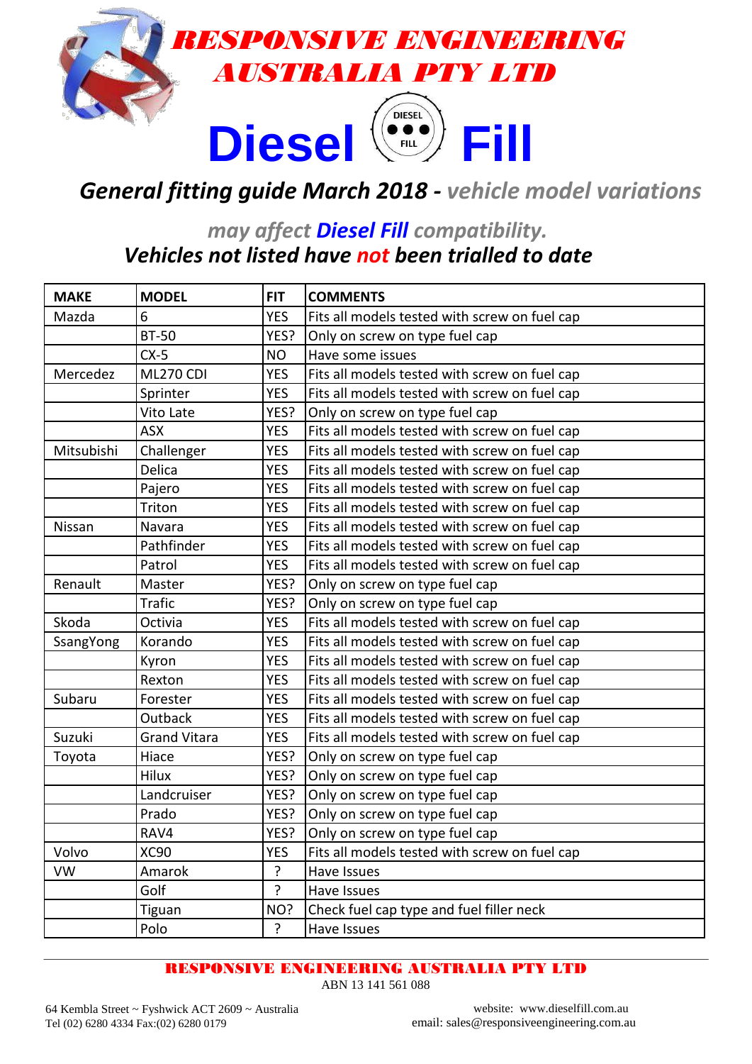# RESPONSIVE ENGINEERING AUSTRALIA PTY LTD

# Diesel Fill

## *General fitting guide March 2018 - vehicle model variations*

### *may affect **Diesel Fill** compatibility.*

### ***Vehicles not listed have not been trialled to date***

| MAKE | MODEL | FIT | COMMENTS |
|---|---|---|---|
| Mazda | 6 | YES | Fits all models tested with screw on fuel cap |
| | BT-50 | YES? | Only on screw on type fuel cap |
| | CX-5 | NO | Have some issues |
| Mercedez | ML270 CDI | YES | Fits all models tested with screw on fuel cap |
| | Sprinter | YES | Fits all models tested with screw on fuel cap |
| | Vito Late | YES? | Only on screw on type fuel cap |
| | ASX | YES | Fits all models tested with screw on fuel cap |
| Mitsubishi | Challenger | YES | Fits all models tested with screw on fuel cap |
| | Delica | YES | Fits all models tested with screw on fuel cap |
| | Pajero | YES | Fits all models tested with screw on fuel cap |
| | Triton | YES | Fits all models tested with screw on fuel cap |
| Nissan | Navara | YES | Fits all models tested with screw on fuel cap |
| | Pathfinder | YES | Fits all models tested with screw on fuel cap |
| | Patrol | YES | Fits all models tested with screw on fuel cap |
| Renault | Master | YES? | Only on screw on type fuel cap |
| | Trafic | YES? | Only on screw on type fuel cap |
| Skoda | Octivia | YES | Fits all models tested with screw on fuel cap |
| SsangYong | Korando | YES | Fits all models tested with screw on fuel cap |
| | Kyron | YES | Fits all models tested with screw on fuel cap |
| | Rexton | YES | Fits all models tested with screw on fuel cap |
| Subaru | Forester | YES | Fits all models tested with screw on fuel cap |
| | Outback | YES | Fits all models tested with screw on fuel cap |
| Suzuki | Grand Vitara | YES | Fits all models tested with screw on fuel cap |
| Toyota | Hiace | YES? | Only on screw on type fuel cap |
| | Hilux | YES? | Only on screw on type fuel cap |
| | Landcruiser | YES? | Only on screw on type fuel cap |
| | Prado | YES? | Only on screw on type fuel cap |
| | RAV4 | YES? | Only on screw on type fuel cap |
| Volvo | XC90 | YES | Fits all models tested with screw on fuel cap |
| VW | Amarok | ? | Have Issues |
| | Golf | ? | Have Issues |
| | Tiguan | NO? | Check fuel cap type and fuel filler neck |
| | Polo | ? | Have Issues |

**RESPONSIVE ENGINEERING AUSTRALIA PTY LTD**
ABN 13 141 561 088

64 Kembla Street ~ Fyshwick ACT 2609 ~ Australia
Tel (02) 6280 4334 Fax:(02) 6280 0179

website: www.dieselfill.com.au
email: sales@responsiveengineering.com.au